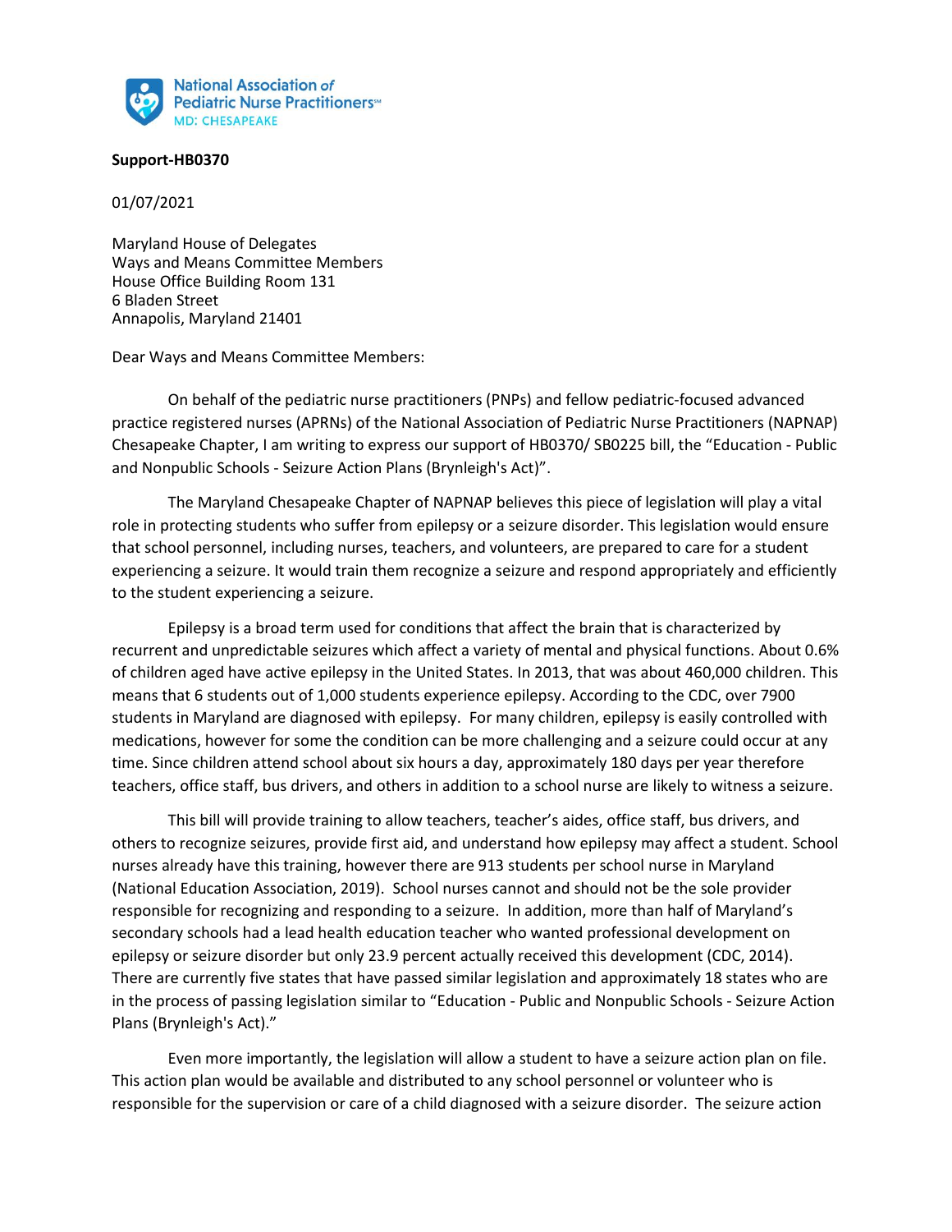National Association of Pediatric Nurse Practitioners℠
MD: CHESAPEAKE

**Support-HB0370**

01/07/2021

Maryland House of Delegates
Ways and Means Committee Members
House Office Building Room 131
6 Bladen Street
Annapolis, Maryland 21401

Dear Ways and Means Committee Members:

On behalf of the pediatric nurse practitioners (PNPs) and fellow pediatric-focused advanced practice registered nurses (APRNs) of the National Association of Pediatric Nurse Practitioners (NAPNAP) Chesapeake Chapter, I am writing to express our support of HB0370/ SB0225 bill, the "Education - Public and Nonpublic Schools - Seizure Action Plans (Brynleigh's Act)".

The Maryland Chesapeake Chapter of NAPNAP believes this piece of legislation will play a vital role in protecting students who suffer from epilepsy or a seizure disorder. This legislation would ensure that school personnel, including nurses, teachers, and volunteers, are prepared to care for a student experiencing a seizure. It would train them recognize a seizure and respond appropriately and efficiently to the student experiencing a seizure.

Epilepsy is a broad term used for conditions that affect the brain that is characterized by recurrent and unpredictable seizures which affect a variety of mental and physical functions. About 0.6% of children aged have active epilepsy in the United States. In 2013, that was about 460,000 children. This means that 6 students out of 1,000 students experience epilepsy. According to the CDC, over 7900 students in Maryland are diagnosed with epilepsy. For many children, epilepsy is easily controlled with medications, however for some the condition can be more challenging and a seizure could occur at any time. Since children attend school about six hours a day, approximately 180 days per year therefore teachers, office staff, bus drivers, and others in addition to a school nurse are likely to witness a seizure.

This bill will provide training to allow teachers, teacher's aides, office staff, bus drivers, and others to recognize seizures, provide first aid, and understand how epilepsy may affect a student. School nurses already have this training, however there are 913 students per school nurse in Maryland (National Education Association, 2019). School nurses cannot and should not be the sole provider responsible for recognizing and responding to a seizure. In addition, more than half of Maryland's secondary schools had a lead health education teacher who wanted professional development on epilepsy or seizure disorder but only 23.9 percent actually received this development (CDC, 2014). There are currently five states that have passed similar legislation and approximately 18 states who are in the process of passing legislation similar to "Education - Public and Nonpublic Schools - Seizure Action Plans (Brynleigh's Act)."

Even more importantly, the legislation will allow a student to have a seizure action plan on file. This action plan would be available and distributed to any school personnel or volunteer who is responsible for the supervision or care of a child diagnosed with a seizure disorder. The seizure action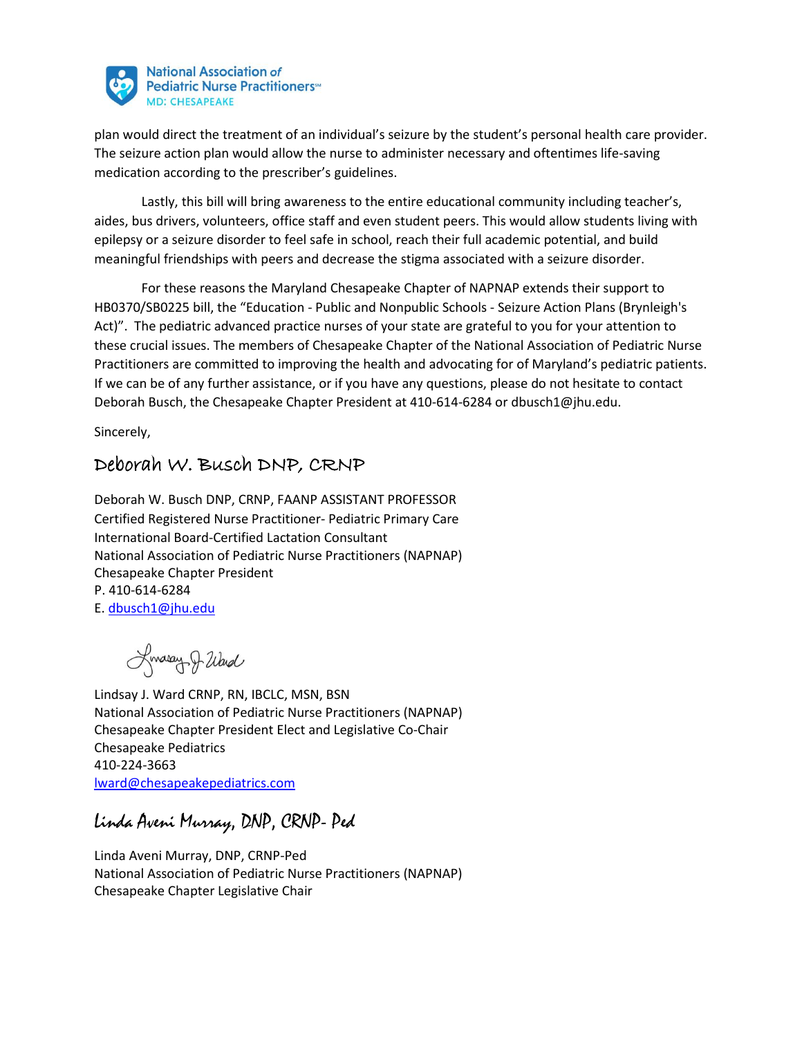plan would direct the treatment of an individual's seizure by the student's personal health care provider. The seizure action plan would allow the nurse to administer necessary and oftentimes life-saving medication according to the prescriber's guidelines.

Lastly, this bill will bring awareness to the entire educational community including teacher's, aides, bus drivers, volunteers, office staff and even student peers. This would allow students living with epilepsy or a seizure disorder to feel safe in school, reach their full academic potential, and build meaningful friendships with peers and decrease the stigma associated with a seizure disorder.

For these reasons the Maryland Chesapeake Chapter of NAPNAP extends their support to HB0370/SB0225 bill, the "Education - Public and Nonpublic Schools - Seizure Action Plans (Brynleigh's Act)". The pediatric advanced practice nurses of your state are grateful to you for your attention to these crucial issues. The members of Chesapeake Chapter of the National Association of Pediatric Nurse Practitioners are committed to improving the health and advocating for of Maryland's pediatric patients. If we can be of any further assistance, or if you have any questions, please do not hesitate to contact Deborah Busch, the Chesapeake Chapter President at 410-614-6284 or dbusch1@jhu.edu.

Sincerely,

*Deborah W. Busch DNP, CRNP*

Deborah W. Busch DNP, CRNP, FAANP ASSISTANT PROFESSOR
Certified Registered Nurse Practitioner- Pediatric Primary Care
International Board-Certified Lactation Consultant
National Association of Pediatric Nurse Practitioners (NAPNAP)
Chesapeake Chapter President
P. 410-614-6284
E. dbusch1@jhu.edu

*Lindsay J. Ward*

Lindsay J. Ward CRNP, RN, IBCLC, MSN, BSN
National Association of Pediatric Nurse Practitioners (NAPNAP)
Chesapeake Chapter President Elect and Legislative Co-Chair
Chesapeake Pediatrics
410-224-3663
lward@chesapeakepediatrics.com

*Linda Aveni Murray, DNP, CRNP- Ped*

Linda Aveni Murray, DNP, CRNP-Ped
National Association of Pediatric Nurse Practitioners (NAPNAP)
Chesapeake Chapter Legislative Chair